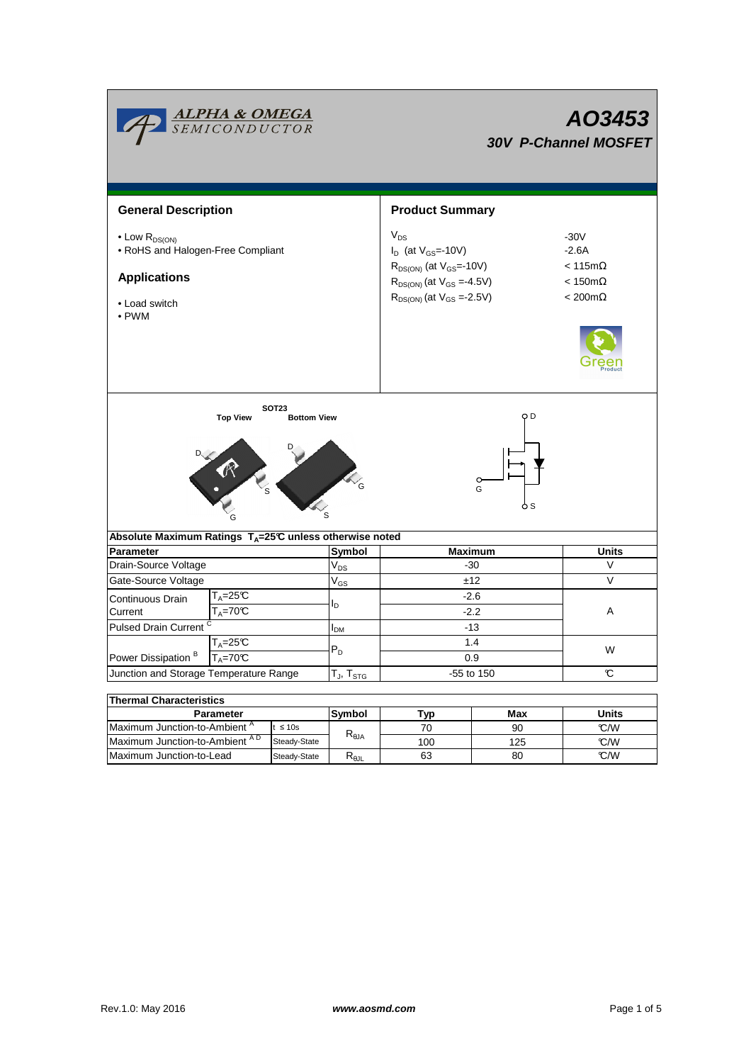ALPHA & OMEGA SEMICONDUCTOR

# AO3453

## 30V P-Channel MOSFET

## General Description

- Low $R_{DS(ON)}$
- RoHS and Halogen-Free Compliant

## Applications

- Load switch
- PWM

## Product Summary

| | |
|---|---|
| $V_{DS}$ | -30V |
| $I_D$ (at $V_{GS}$=-10V) | -2.6A |
| $R_{DS(ON)}$ (at $V_{GS}$=-10V) | < 115mΩ |
| $R_{DS(ON)}$ (at $V_{GS}$ =-4.5V) | < 150mΩ |
| $R_{DS(ON)}$ (at $V_{GS}$ =-2.5V) | < 200mΩ |

SOT23

Top View    Bottom View

D G S

### Absolute Maximum Ratings $T_A$=25°C unless otherwise noted

| Parameter | | Symbol | Maximum | Units |
|---|---|---|---|---|
| Drain-Source Voltage | | $V_{DS}$ | -30 | V |
| Gate-Source Voltage | | $V_{GS}$ | ±12 | V |
| Continuous Drain Current | $T_A$=25°C | $I_D$ | -2.6 | A |
| | $T_A$=70°C | | -2.2 | |
| Pulsed Drain Current [C] | | $I_{DM}$ | -13 | |
| Power Dissipation [B] | $T_A$=25°C | $P_D$ | 1.4 | W |
| | $T_A$=70°C | | 0.9 | |
| Junction and Storage Temperature Range | | $T_J$, $T_{STG}$ | -55 to 150 | °C |

### Thermal Characteristics

| Parameter | | Symbol | Typ | Max | Units |
|---|---|---|---|---|---|
| Maximum Junction-to-Ambient [A] | t ≤ 10s | $R_{\theta JA}$ | 70 | 90 | °C/W |
| Maximum Junction-to-Ambient [A D] | Steady-State | | 100 | 125 | °C/W |
| Maximum Junction-to-Lead | Steady-State | $R_{\theta JL}$ | 63 | 80 | °C/W |

Rev.1.0: May 2016    www.aosmd.com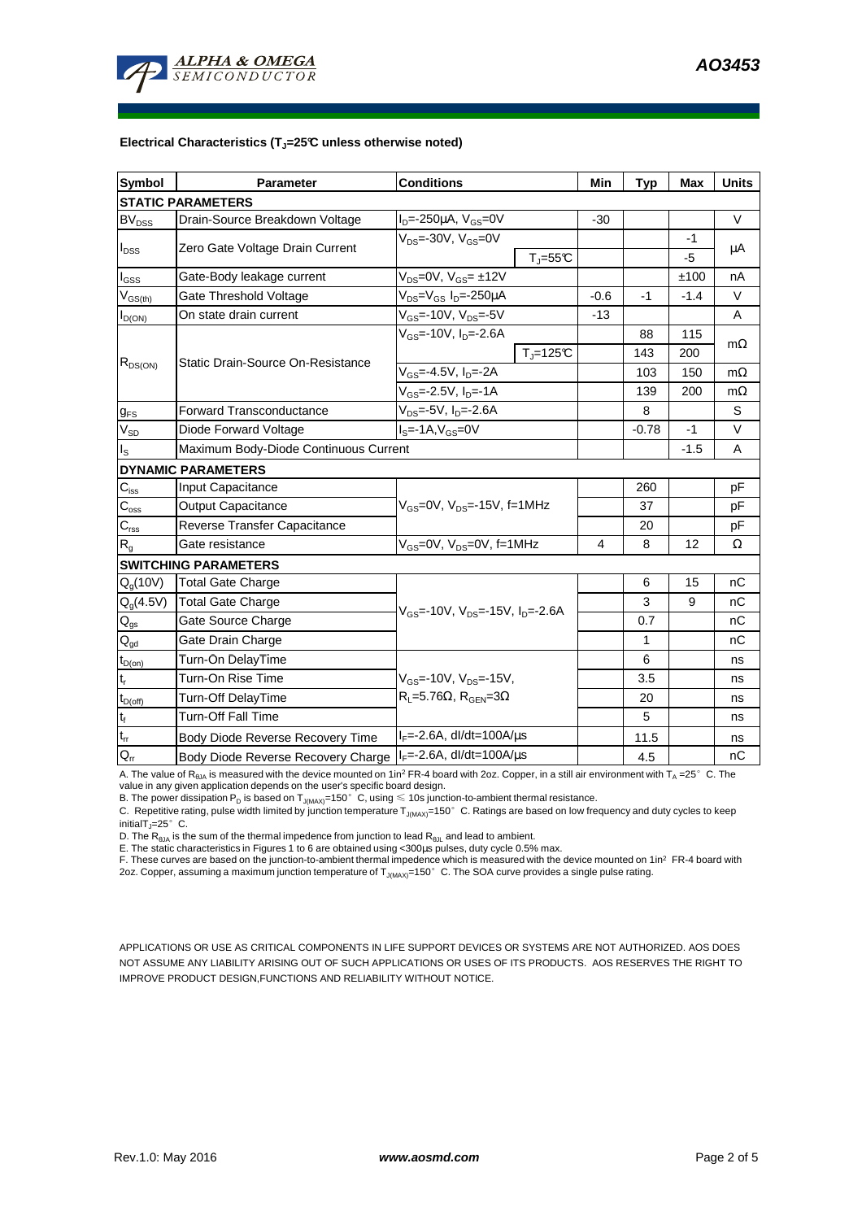### Electrical Characteristics ($T_J$=25°C unless otherwise noted)

| Symbol | Parameter | Conditions | | Min | Typ | Max | Units |
|---|---|---|---|---|---|---|---|
| **STATIC PARAMETERS** | | | | | | | |
| $BV_{DSS}$ | Drain-Source Breakdown Voltage | $I_D$=-250µA, $V_{GS}$=0V | | -30 | | | V |
| $I_{DSS}$ | Zero Gate Voltage Drain Current | $V_{DS}$=-30V, $V_{GS}$=0V | | | | -1 | µA |
| | | | $T_J$=55°C | | | -5 | |
| $I_{GSS}$ | Gate-Body leakage current | $V_{DS}$=0V, $V_{GS}$= ±12V | | | | ±100 | nA |
| $V_{GS(th)}$ | Gate Threshold Voltage | $V_{DS}$=$V_{GS}$ $I_D$=-250µA | | -0.6 | -1 | -1.4 | V |
| $I_{D(ON)}$ | On state drain current | $V_{GS}$=-10V, $V_{DS}$=-5V | | -13 | | | A |
| $R_{DS(ON)}$ | Static Drain-Source On-Resistance | $V_{GS}$=-10V, $I_D$=-2.6A | | | 88 | 115 | mΩ |
| | | | $T_J$=125°C | | 143 | 200 | |
| | | $V_{GS}$=-4.5V, $I_D$=-2A | | | 103 | 150 | mΩ |
| | | $V_{GS}$=-2.5V, $I_D$=-1A | | | 139 | 200 | mΩ |
| $g_{FS}$ | Forward Transconductance | $V_{DS}$=-5V, $I_D$=-2.6A | | | 8 | | S |
| $V_{SD}$ | Diode Forward Voltage | $I_S$=-1A,$V_{GS}$=0V | | | -0.78 | -1 | V |
| $I_S$ | Maximum Body-Diode Continuous Current | | | | | -1.5 | A |
| **DYNAMIC PARAMETERS** | | | | | | | |
| $C_{iss}$ | Input Capacitance | $V_{GS}$=0V, $V_{DS}$=-15V, f=1MHz | | | 260 | | pF |
| $C_{oss}$ | Output Capacitance | | | | 37 | | pF |
| $C_{rss}$ | Reverse Transfer Capacitance | | | | 20 | | pF |
| $R_g$ | Gate resistance | $V_{GS}$=0V, $V_{DS}$=0V, f=1MHz | | 4 | 8 | 12 | Ω |
| **SWITCHING PARAMETERS** | | | | | | | |
| $Q_g$(10V) | Total Gate Charge | $V_{GS}$=-10V, $V_{DS}$=-15V, $I_D$=-2.6A | | | 6 | 15 | nC |
| $Q_g$(4.5V) | Total Gate Charge | | | | 3 | 9 | nC |
| $Q_{gs}$ | Gate Source Charge | | | | 0.7 | | nC |
| $Q_{gd}$ | Gate Drain Charge | | | | 1 | | nC |
| $t_{D(on)}$ | Turn-On DelayTime | $V_{GS}$=-10V, $V_{DS}$=-15V, $R_L$=5.76Ω, $R_{GEN}$=3Ω | | | 6 | | ns |
| $t_r$ | Turn-On Rise Time | | | | 3.5 | | ns |
| $t_{D(off)}$ | Turn-Off DelayTime | | | | 20 | | ns |
| $t_f$ | Turn-Off Fall Time | | | | 5 | | ns |
| $t_{rr}$ | Body Diode Reverse Recovery Time | $I_F$=-2.6A, dI/dt=100A/µs | | | 11.5 | | ns |
| $Q_{rr}$ | Body Diode Reverse Recovery Charge | $I_F$=-2.6A, dI/dt=100A/µs | | | 4.5 | | nC |

A. The value of $R_{\theta JA}$ is measured with the device mounted on 1in² FR-4 board with 2oz. Copper, in a still air environment with $T_A$ =25°C. The value in any given application depends on the user's specific board design.

B. The power dissipation $P_D$ is based on $T_{J(MAX)}$=150°C, using ≤ 10s junction-to-ambient thermal resistance.

C. Repetitive rating, pulse width limited by junction temperature $T_{J(MAX)}$=150°C. Ratings are based on low frequency and duty cycles to keep initial$T_J$=25°C.

D. The $R_{\theta JA}$ is the sum of the thermal impedence from junction to lead $R_{\theta JL}$ and lead to ambient.

E. The static characteristics in Figures 1 to 6 are obtained using <300µs pulses, duty cycle 0.5% max.

F. These curves are based on the junction-to-ambient thermal impedence which is measured with the device mounted on 1in² FR-4 board with 2oz. Copper, assuming a maximum junction temperature of $T_{J(MAX)}$=150°C. The SOA curve provides a single pulse rating.

APPLICATIONS OR USE AS CRITICAL COMPONENTS IN LIFE SUPPORT DEVICES OR SYSTEMS ARE NOT AUTHORIZED. AOS DOES NOT ASSUME ANY LIABILITY ARISING OUT OF SUCH APPLICATIONS OR USES OF ITS PRODUCTS. AOS RESERVES THE RIGHT TO IMPROVE PRODUCT DESIGN,FUNCTIONS AND RELIABILITY WITHOUT NOTICE.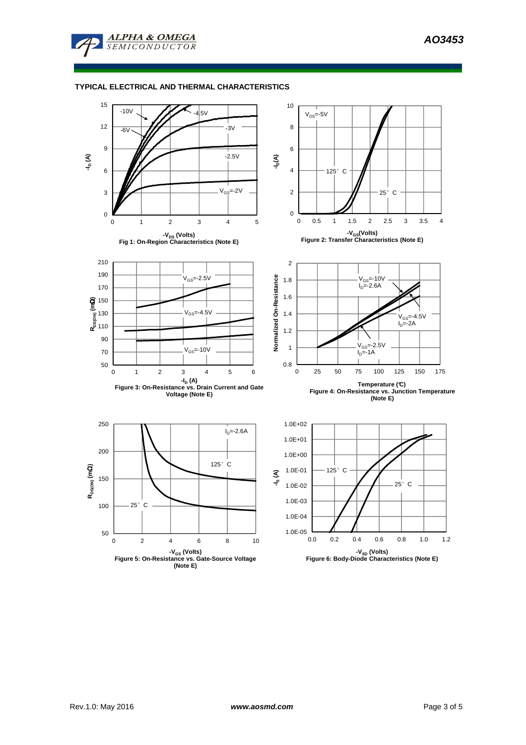## TYPICAL ELECTRICAL AND THERMAL CHARACTERISTICS

Fig 1: On-Region Characteristics (Note E)

Figure 2: Transfer Characteristics (Note E)

Figure 3: On-Resistance vs. Drain Current and Gate Voltage (Note E)

Figure 4: On-Resistance vs. Junction Temperature (Note E)

Figure 5: On-Resistance vs. Gate-Source Voltage (Note E)

Figure 6: Body-Diode Characteristics (Note E)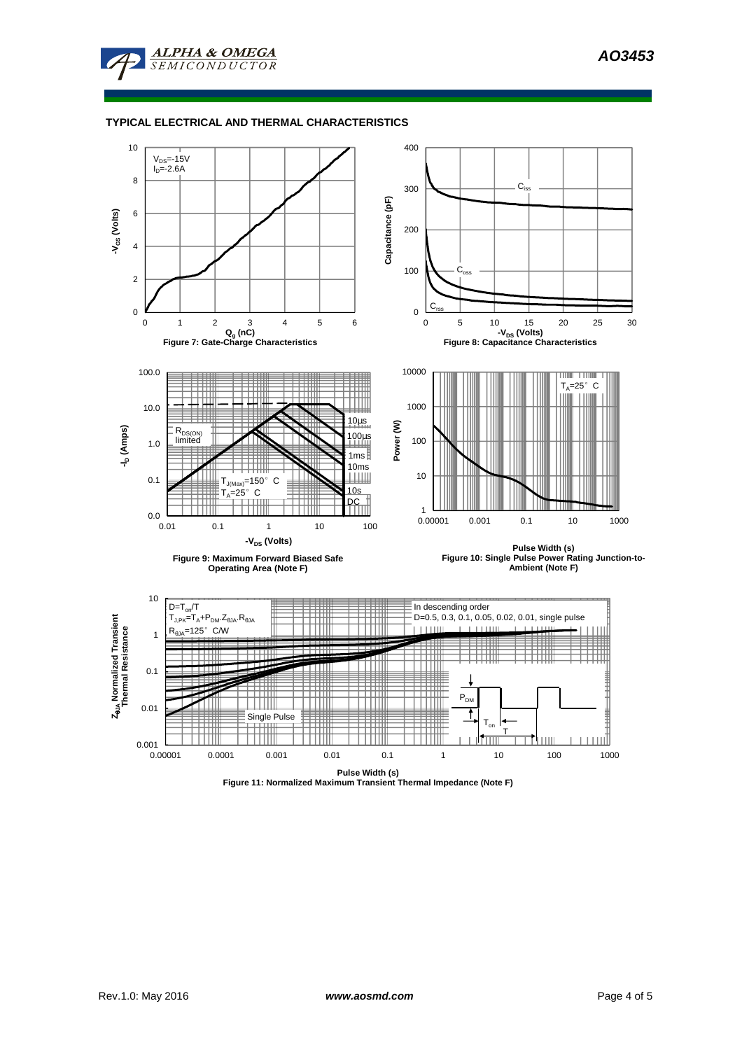## TYPICAL ELECTRICAL AND THERMAL CHARACTERISTICS

$V_{DS}$=-15V
$I_D$=-2.6A

Figure 7: Gate-Charge Characteristics

Figure 8: Capacitance Characteristics

Figure 9: Maximum Forward Biased Safe Operating Area (Note F)

Figure 10: Single Pulse Power Rating Junction-to-Ambient (Note F)

$D=T_{on}/T$
$T_{J,PK}=T_A+P_{DM}.Z_{\theta JA}.R_{\theta JA}$
$R_{\theta JA}$=125°C/W

In descending order
D=0.5, 0.3, 0.1, 0.05, 0.02, 0.01, single pulse

Figure 11: Normalized Maximum Transient Thermal Impedance (Note F)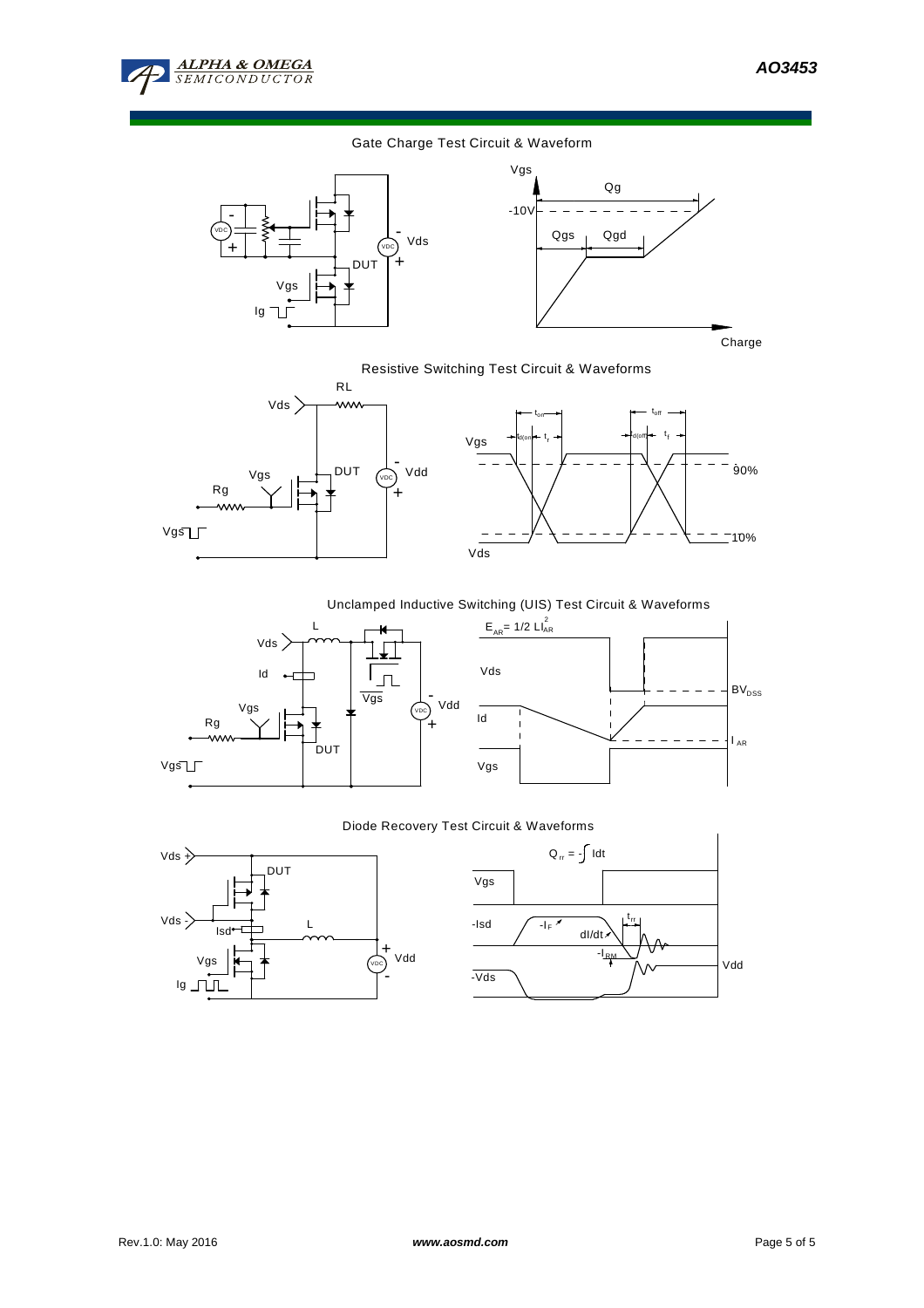## Gate Charge Test Circuit & Waveform

VDC
\-
\+
Vds
VDC
\-
\+
DUT
Vgs
Ig

Vgs
Qg
-10V
Qgs
Qgd
Charge

## Resistive Switching Test Circuit & Waveforms

RL
Vds
DUT
Vgs
Rg
Vgs
VDC
\-
Vdd
\+

$t_{on}$
$t_{off}$
$t_{d(on)}$
$t_r$
$t_{d(off)}$
$t_f$
Vgs
Vds
90%
10%

## Unclamped Inductive Switching (UIS) Test Circuit & Waveforms

L
Vds
Id
Vgs
Rg
Vgs
DUT
Vgs
VDC
\-
Vdd
\+

$E_{AR} = 1/2\ LI_{AR}^2$
Vds
Id
Vgs
$BV_{DSS}$
$I_{AR}$

## Diode Recovery Test Circuit & Waveforms

Vds +
DUT
Vds -
Isd
L
Vgs
Ig
VDC
\+
Vdd
\-

$Q_{rr} = -\int Idt$
Vgs
-Isd
$-I_F$
dI/dt
$t_{rr}$
$-I_{RM}$
-Vds
Vdd